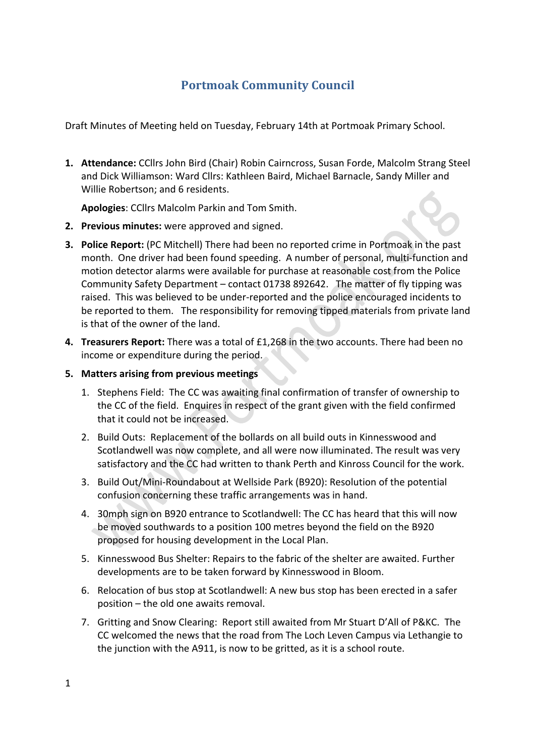# Portmoak Community Council

Draft Minutes of Meeting held on Tuesday, February 14th at Portmoak Primary School.

1. **Attendance:** CCllrs John Bird (Chair) Robin Cairncross, Susan Forde, Malcolm Strang Steel and Dick Williamson: Ward Cllrs: Kathleen Baird, Michael Barnacle, Sandy Miller and Willie Robertson; and 6 residents.

   **Apologies**: CCllrs Malcolm Parkin and Tom Smith.

2. **Previous minutes:** were approved and signed.

3. **Police Report:** (PC Mitchell) There had been no reported crime in Portmoak in the past month. One driver had been found speeding. A number of personal, multi-function and motion detector alarms were available for purchase at reasonable cost from the Police Community Safety Department – contact 01738 892642. The matter of fly tipping was raised. This was believed to be under-reported and the police encouraged incidents to be reported to them. The responsibility for removing tipped materials from private land is that of the owner of the land.

4. **Treasurers Report:** There was a total of £1,268 in the two accounts. There had been no income or expenditure during the period.

5. **Matters arising from previous meetings**

   1. Stephens Field: The CC was awaiting final confirmation of transfer of ownership to the CC of the field. Enquires in respect of the grant given with the field confirmed that it could not be increased.

   2. Build Outs: Replacement of the bollards on all build outs in Kinnesswood and Scotlandwell was now complete, and all were now illuminated. The result was very satisfactory and the CC had written to thank Perth and Kinross Council for the work.

   3. Build Out/Mini-Roundabout at Wellside Park (B920): Resolution of the potential confusion concerning these traffic arrangements was in hand.

   4. 30mph sign on B920 entrance to Scotlandwell: The CC has heard that this will now be moved southwards to a position 100 metres beyond the field on the B920 proposed for housing development in the Local Plan.

   5. Kinnesswood Bus Shelter: Repairs to the fabric of the shelter are awaited. Further developments are to be taken forward by Kinnesswood in Bloom.

   6. Relocation of bus stop at Scotlandwell: A new bus stop has been erected in a safer position – the old one awaits removal.

   7. Gritting and Snow Clearing: Report still awaited from Mr Stuart D'All of P&KC. The CC welcomed the news that the road from The Loch Leven Campus via Lethangie to the junction with the A911, is now to be gritted, as it is a school route.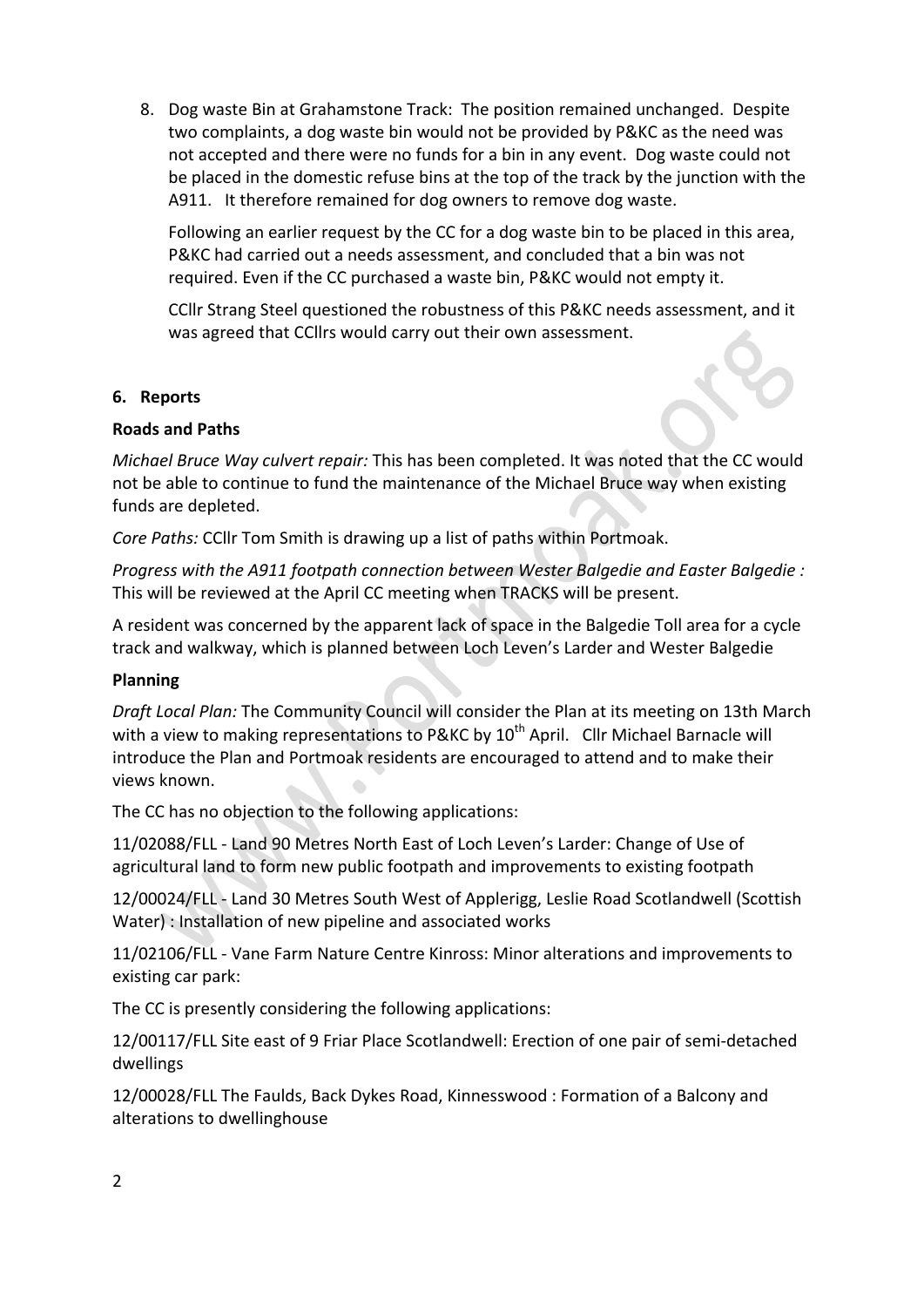8. Dog waste Bin at Grahamstone Track: The position remained unchanged. Despite two complaints, a dog waste bin would not be provided by P&KC as the need was not accepted and there were no funds for a bin in any event. Dog waste could not be placed in the domestic refuse bins at the top of the track by the junction with the A911. It therefore remained for dog owners to remove dog waste.

   Following an earlier request by the CC for a dog waste bin to be placed in this area, P&KC had carried out a needs assessment, and concluded that a bin was not required. Even if the CC purchased a waste bin, P&KC would not empty it.

   CCllr Strang Steel questioned the robustness of this P&KC needs assessment, and it was agreed that CCllrs would carry out their own assessment.

## 6. Reports

### Roads and Paths

*Michael Bruce Way culvert repair:* This has been completed. It was noted that the CC would not be able to continue to fund the maintenance of the Michael Bruce way when existing funds are depleted.

*Core Paths:* CCllr Tom Smith is drawing up a list of paths within Portmoak.

*Progress with the A911 footpath connection between Wester Balgedie and Easter Balgedie :* This will be reviewed at the April CC meeting when TRACKS will be present.

A resident was concerned by the apparent lack of space in the Balgedie Toll area for a cycle track and walkway, which is planned between Loch Leven's Larder and Wester Balgedie

### Planning

*Draft Local Plan:* The Community Council will consider the Plan at its meeting on 13th March with a view to making representations to P&KC by 10th April. Cllr Michael Barnacle will introduce the Plan and Portmoak residents are encouraged to attend and to make their views known.

The CC has no objection to the following applications:

11/02088/FLL - Land 90 Metres North East of Loch Leven's Larder: Change of Use of agricultural land to form new public footpath and improvements to existing footpath

12/00024/FLL - Land 30 Metres South West of Applerigg, Leslie Road Scotlandwell (Scottish Water) : Installation of new pipeline and associated works

11/02106/FLL - Vane Farm Nature Centre Kinross: Minor alterations and improvements to existing car park:

The CC is presently considering the following applications:

12/00117/FLL Site east of 9 Friar Place Scotlandwell: Erection of one pair of semi-detached dwellings

12/00028/FLL The Faulds, Back Dykes Road, Kinnesswood : Formation of a Balcony and alterations to dwellinghouse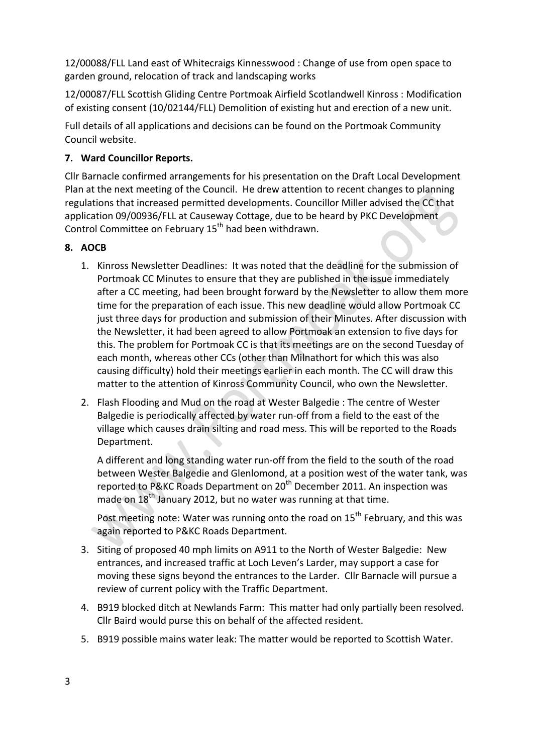12/00088/FLL Land east of Whitecraigs Kinnesswood : Change of use from open space to garden ground, relocation of track and landscaping works

12/00087/FLL Scottish Gliding Centre Portmoak Airfield Scotlandwell Kinross : Modification of existing consent (10/02144/FLL) Demolition of existing hut and erection of a new unit.

Full details of all applications and decisions can be found on the Portmoak Community Council website.

## 7. Ward Councillor Reports.

Cllr Barnacle confirmed arrangements for his presentation on the Draft Local Development Plan at the next meeting of the Council. He drew attention to recent changes to planning regulations that increased permitted developments. Councillor Miller advised the CC that application 09/00936/FLL at Causeway Cottage, due to be heard by PKC Development Control Committee on February 15th had been withdrawn.

## 8. AOCB

1. Kinross Newsletter Deadlines: It was noted that the deadline for the submission of Portmoak CC Minutes to ensure that they are published in the issue immediately after a CC meeting, had been brought forward by the Newsletter to allow them more time for the preparation of each issue. This new deadline would allow Portmoak CC just three days for production and submission of their Minutes. After discussion with the Newsletter, it had been agreed to allow Portmoak an extension to five days for this. The problem for Portmoak CC is that its meetings are on the second Tuesday of each month, whereas other CCs (other than Milnathort for which this was also causing difficulty) hold their meetings earlier in each month. The CC will draw this matter to the attention of Kinross Community Council, who own the Newsletter.

2. Flash Flooding and Mud on the road at Wester Balgedie : The centre of Wester Balgedie is periodically affected by water run-off from a field to the east of the village which causes drain silting and road mess. This will be reported to the Roads Department.

   A different and long standing water run-off from the field to the south of the road between Wester Balgedie and Glenlomond, at a position west of the water tank, was reported to P&KC Roads Department on 20th December 2011. An inspection was made on 18th January 2012, but no water was running at that time.

   Post meeting note: Water was running onto the road on 15th February, and this was again reported to P&KC Roads Department.

3. Siting of proposed 40 mph limits on A911 to the North of Wester Balgedie: New entrances, and increased traffic at Loch Leven's Larder, may support a case for moving these signs beyond the entrances to the Larder. Cllr Barnacle will pursue a review of current policy with the Traffic Department.

4. B919 blocked ditch at Newlands Farm: This matter had only partially been resolved. Cllr Baird would purse this on behalf of the affected resident.

5. B919 possible mains water leak: The matter would be reported to Scottish Water.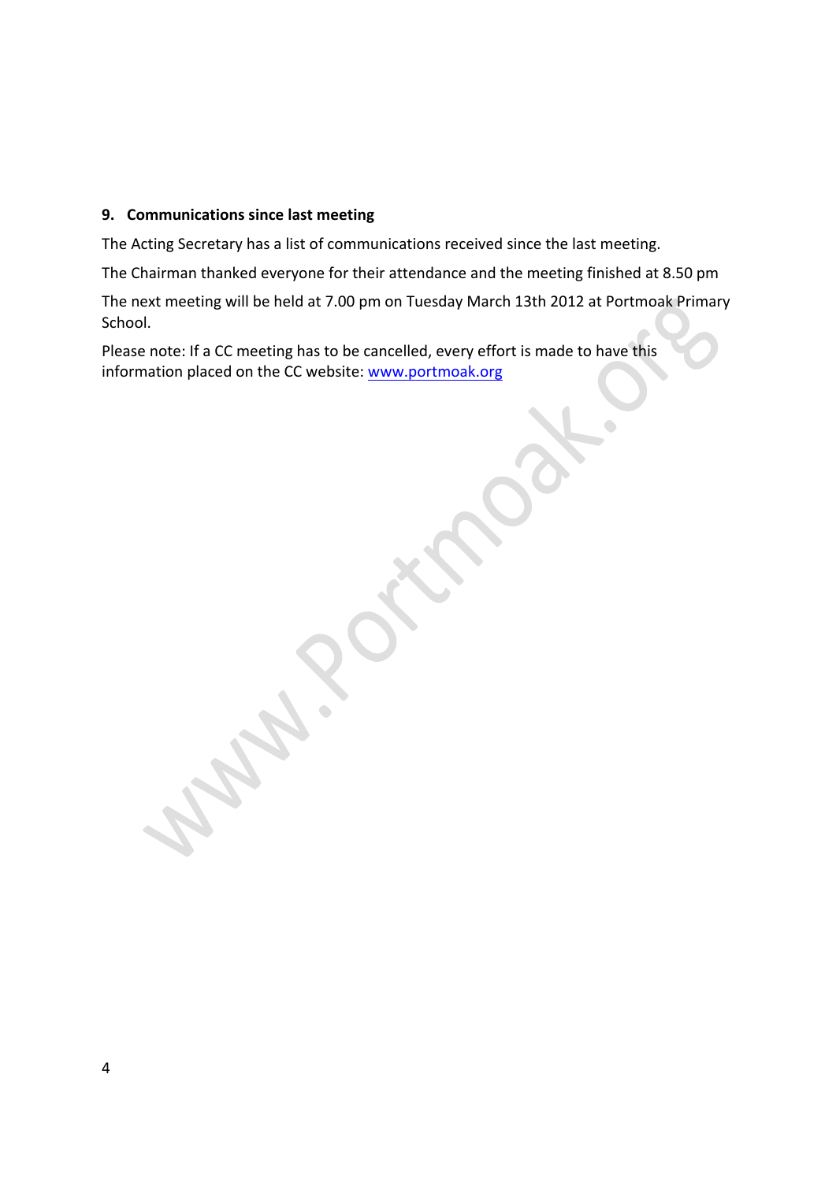### 9. Communications since last meeting

The Acting Secretary has a list of communications received since the last meeting.

The Chairman thanked everyone for their attendance and the meeting finished at 8.50 pm

The next meeting will be held at 7.00 pm on Tuesday March 13th 2012 at Portmoak Primary School.

Please note: If a CC meeting has to be cancelled, every effort is made to have this information placed on the CC website: [www.portmoak.org](http://www.portmoak.org)